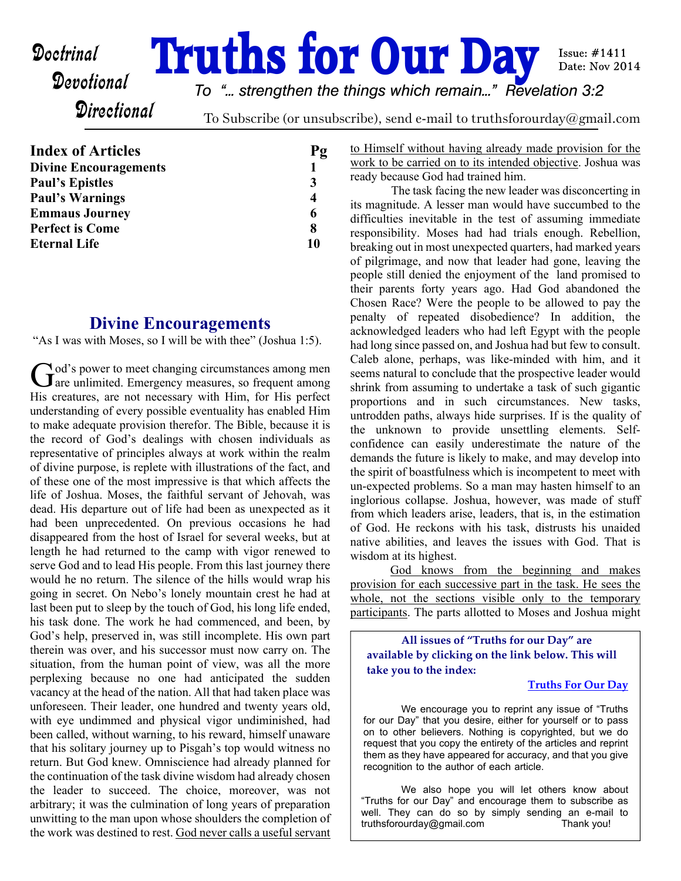# Truths for Our Day

*Doctrinal*
*Devotional*
*Directional*

Issue: #1411
Date: Nov 2014

*To "... strengthen the things which remain..." Revelation 3:2*

To Subscribe (or unsubscribe), send e-mail to truthsforourday@gmail.com

| Index of Articles | Pg |
|---|---|
| **Divine Encouragements** | **1** |
| **Paul's Epistles** | **3** |
| **Paul's Warnings** | **4** |
| **Emmaus Journey** | **6** |
| **Perfect is Come** | **8** |
| **Eternal Life** | **10** |

## Divine Encouragements

"As I was with Moses, so I will be with thee" (Joshua 1:5).

God's power to meet changing circumstances among men are unlimited. Emergency measures, so frequent among His creatures, are not necessary with Him, for His perfect understanding of every possible eventuality has enabled Him to make adequate provision therefor. The Bible, because it is the record of God's dealings with chosen individuals as representative of principles always at work within the realm of divine purpose, is replete with illustrations of the fact, and of these one of the most impressive is that which affects the life of Joshua. Moses, the faithful servant of Jehovah, was dead. His departure out of life had been as unexpected as it had been unprecedented. On previous occasions he had disappeared from the host of Israel for several weeks, but at length he had returned to the camp with vigor renewed to serve God and to lead His people. From this last journey there would he no return. The silence of the hills would wrap his going in secret. On Nebo's lonely mountain crest he had at last been put to sleep by the touch of God, his long life ended, his task done. The work he had commenced, and been, by God's help, preserved in, was still incomplete. His own part therein was over, and his successor must now carry on. The situation, from the human point of view, was all the more perplexing because no one had anticipated the sudden vacancy at the head of the nation. All that had taken place was unforeseen. Their leader, one hundred and twenty years old, with eye undimmed and physical vigor undiminished, had been called, without warning, to his reward, himself unaware that his solitary journey up to Pisgah's top would witness no return. But God knew. Omniscience had already planned for the continuation of the task divine wisdom had already chosen the leader to succeed. The choice, moreover, was not arbitrary; it was the culmination of long years of preparation unwitting to the man upon whose shoulders the completion of the work was destined to rest. God never calls a useful servant to Himself without having already made provision for the work to be carried on to its intended objective. Joshua was ready because God had trained him.

The task facing the new leader was disconcerting in its magnitude. A lesser man would have succumbed to the difficulties inevitable in the test of assuming immediate responsibility. Moses had had trials enough. Rebellion, breaking out in most unexpected quarters, had marked years of pilgrimage, and now that leader had gone, leaving the people still denied the enjoyment of the land promised to their parents forty years ago. Had God abandoned the Chosen Race? Were the people to be allowed to pay the penalty of repeated disobedience? In addition, the acknowledged leaders who had left Egypt with the people had long since passed on, and Joshua had but few to consult. Caleb alone, perhaps, was like-minded with him, and it seems natural to conclude that the prospective leader would shrink from assuming to undertake a task of such gigantic proportions and in such circumstances. New tasks, untrodden paths, always hide surprises. If is the quality of the unknown to provide unsettling elements. Self-confidence can easily underestimate the nature of the demands the future is likely to make, and may develop into the spirit of boastfulness which is incompetent to meet with un-expected problems. So a man may hasten himself to an inglorious collapse. Joshua, however, was made of stuff from which leaders arise, leaders, that is, in the estimation of God. He reckons with his task, distrusts his unaided native abilities, and leaves the issues with God. That is wisdom at its highest.

God knows from the beginning and makes provision for each successive part in the task. He sees the whole, not the sections visible only to the temporary participants. The parts allotted to Moses and Joshua might

---

**All issues of "Truths for our Day" are available by clicking on the link below. This will take you to the index:**

**Truths For Our Day**

We encourage you to reprint any issue of "Truths for our Day" that you desire, either for yourself or to pass on to other believers. Nothing is copyrighted, but we do request that you copy the entirety of the articles and reprint them as they have appeared for accuracy, and that you give recognition to the author of each article.

We also hope you will let others know about "Truths for our Day" and encourage them to subscribe as well. They can do so by simply sending an e-mail to truthsforourday@gmail.com Thank you!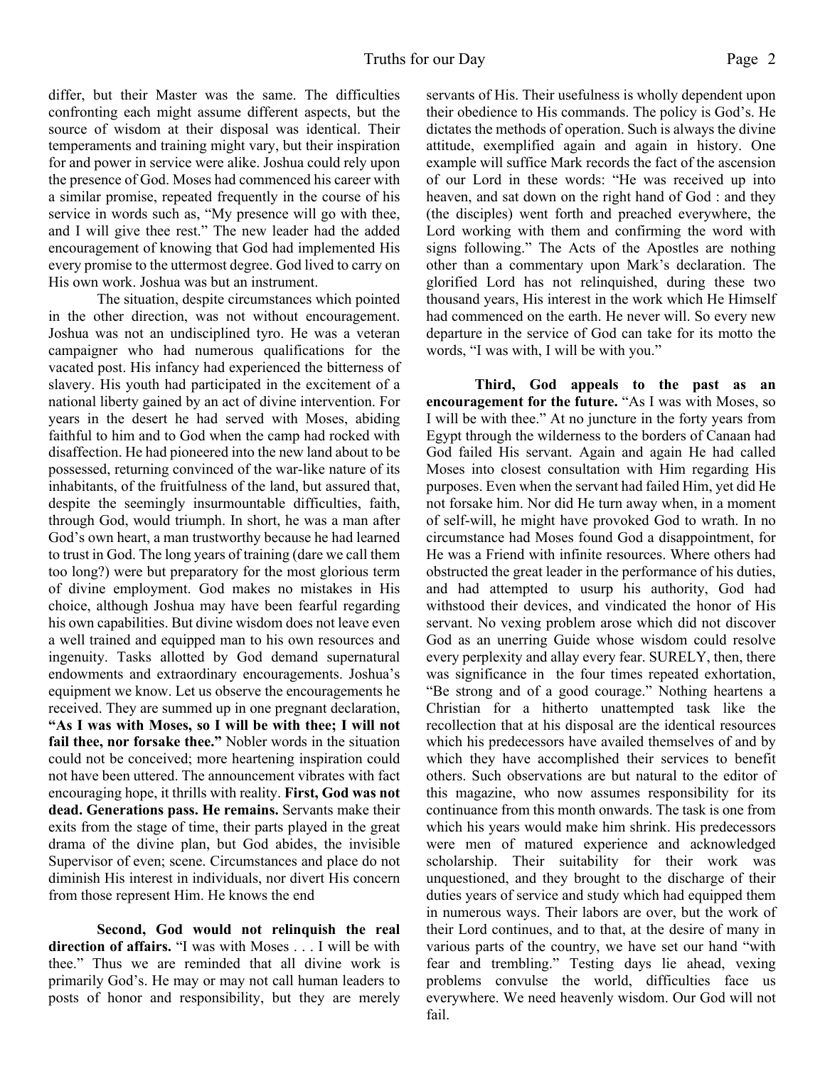differ, but their Master was the same. The difficulties confronting each might assume different aspects, but the source of wisdom at their disposal was identical. Their temperaments and training might vary, but their inspiration for and power in service were alike. Joshua could rely upon the presence of God. Moses had commenced his career with a similar promise, repeated frequently in the course of his service in words such as, "My presence will go with thee, and I will give thee rest." The new leader had the added encouragement of knowing that God had implemented His every promise to the uttermost degree. God lived to carry on His own work. Joshua was but an instrument.

The situation, despite circumstances which pointed in the other direction, was not without encouragement. Joshua was not an undisciplined tyro. He was a veteran campaigner who had numerous qualifications for the vacated post. His infancy had experienced the bitterness of slavery. His youth had participated in the excitement of a national liberty gained by an act of divine intervention. For years in the desert he had served with Moses, abiding faithful to him and to God when the camp had rocked with disaffection. He had pioneered into the new land about to be possessed, returning convinced of the war-like nature of its inhabitants, of the fruitfulness of the land, but assured that, despite the seemingly insurmountable difficulties, faith, through God, would triumph. In short, he was a man after God's own heart, a man trustworthy because he had learned to trust in God. The long years of training (dare we call them too long?) were but preparatory for the most glorious term of divine employment. God makes no mistakes in His choice, although Joshua may have been fearful regarding his own capabilities. But divine wisdom does not leave even a well trained and equipped man to his own resources and ingenuity. Tasks allotted by God demand supernatural endowments and extraordinary encouragements. Joshua's equipment we know. Let us observe the encouragements he received. They are summed up in one pregnant declaration, **"As I was with Moses, so I will be with thee; I will not fail thee, nor forsake thee."** Nobler words in the situation could not be conceived; more heartening inspiration could not have been uttered. The announcement vibrates with fact encouraging hope, it thrills with reality. **First, God was not dead. Generations pass. He remains.** Servants make their exits from the stage of time, their parts played in the great drama of the divine plan, but God abides, the invisible Supervisor of even; scene. Circumstances and place do not diminish His interest in individuals, nor divert His concern from those represent Him. He knows the end

**Second, God would not relinquish the real direction of affairs.** "I was with Moses . . . I will be with thee." Thus we are reminded that all divine work is primarily God's. He may or may not call human leaders to posts of honor and responsibility, but they are merely servants of His. Their usefulness is wholly dependent upon their obedience to His commands. The policy is God's. He dictates the methods of operation. Such is always the divine attitude, exemplified again and again in history. One example will suffice Mark records the fact of the ascension of our Lord in these words: "He was received up into heaven, and sat down on the right hand of God : and they (the disciples) went forth and preached everywhere, the Lord working with them and confirming the word with signs following." The Acts of the Apostles are nothing other than a commentary upon Mark's declaration. The glorified Lord has not relinquished, during these two thousand years, His interest in the work which He Himself had commenced on the earth. He never will. So every new departure in the service of God can take for its motto the words, "I was with, I will be with you."

**Third, God appeals to the past as an encouragement for the future.** "As I was with Moses, so I will be with thee." At no juncture in the forty years from Egypt through the wilderness to the borders of Canaan had God failed His servant. Again and again He had called Moses into closest consultation with Him regarding His purposes. Even when the servant had failed Him, yet did He not forsake him. Nor did He turn away when, in a moment of self-will, he might have provoked God to wrath. In no circumstance had Moses found God a disappointment, for He was a Friend with infinite resources. Where others had obstructed the great leader in the performance of his duties, and had attempted to usurp his authority, God had withstood their devices, and vindicated the honor of His servant. No vexing problem arose which did not discover God as an unerring Guide whose wisdom could resolve every perplexity and allay every fear. SURELY, then, there was significance in the four times repeated exhortation, "Be strong and of a good courage." Nothing heartens a Christian for a hitherto unattempted task like the recollection that at his disposal are the identical resources which his predecessors have availed themselves of and by which they have accomplished their services to benefit others. Such observations are but natural to the editor of this magazine, who now assumes responsibility for its continuance from this month onwards. The task is one from which his years would make him shrink. His predecessors were men of matured experience and acknowledged scholarship. Their suitability for their work was unquestioned, and they brought to the discharge of their duties years of service and study which had equipped them in numerous ways. Their labors are over, but the work of their Lord continues, and to that, at the desire of many in various parts of the country, we have set our hand "with fear and trembling." Testing days lie ahead, vexing problems convulse the world, difficulties face us everywhere. We need heavenly wisdom. Our God will not fail.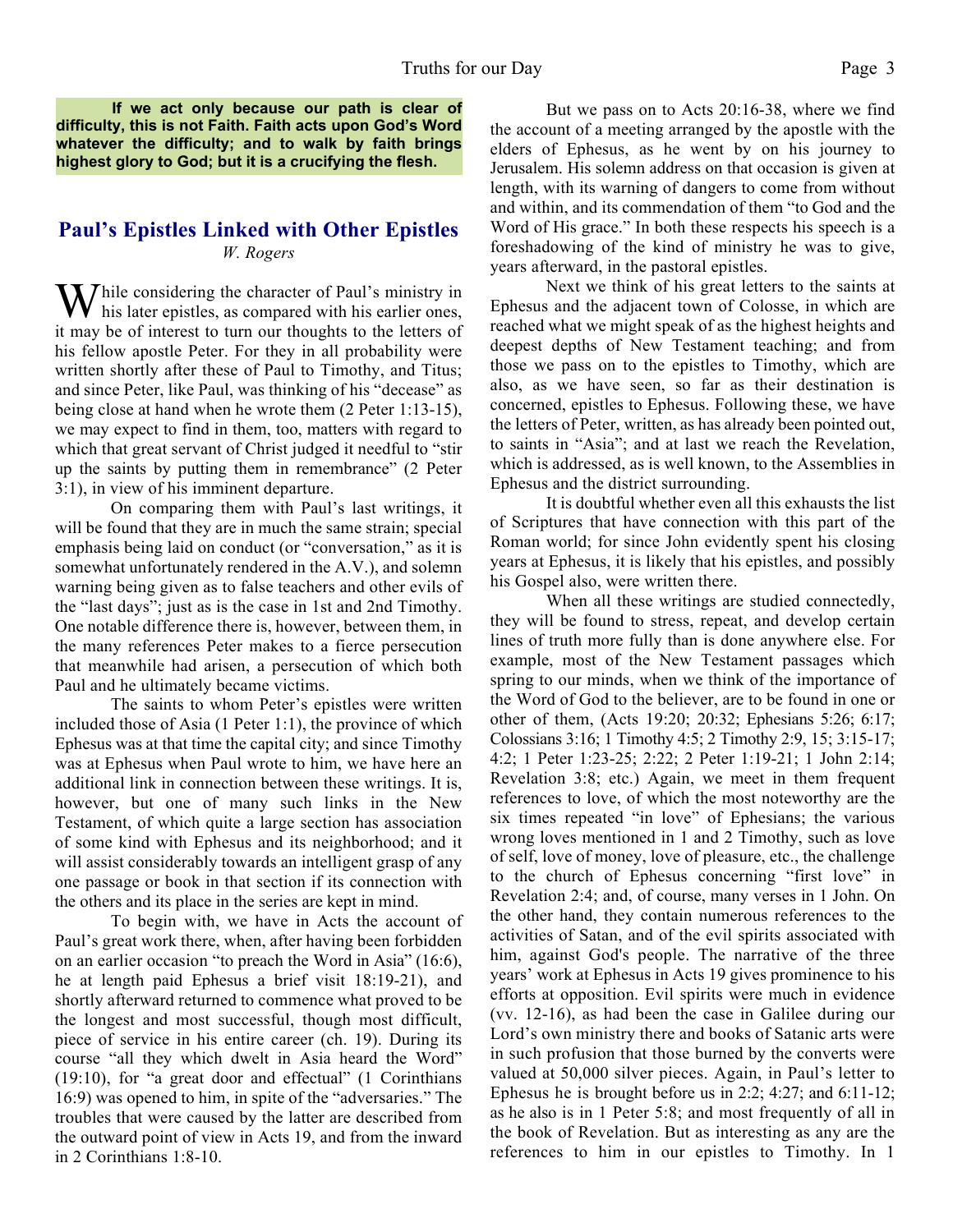**If we act only because our path is clear of difficulty, this is not Faith. Faith acts upon God's Word whatever the difficulty; and to walk by faith brings highest glory to God; but it is a crucifying the flesh.**

## Paul's Epistles Linked with Other Epistles

*W. Rogers*

While considering the character of Paul's ministry in his later epistles, as compared with his earlier ones, it may be of interest to turn our thoughts to the letters of his fellow apostle Peter. For they in all probability were written shortly after these of Paul to Timothy, and Titus; and since Peter, like Paul, was thinking of his "decease" as being close at hand when he wrote them (2 Peter 1:13-15), we may expect to find in them, too, matters with regard to which that great servant of Christ judged it needful to "stir up the saints by putting them in remembrance" (2 Peter 3:1), in view of his imminent departure.

On comparing them with Paul's last writings, it will be found that they are in much the same strain; special emphasis being laid on conduct (or "conversation," as it is somewhat unfortunately rendered in the A.V.), and solemn warning being given as to false teachers and other evils of the "last days"; just as is the case in 1st and 2nd Timothy. One notable difference there is, however, between them, in the many references Peter makes to a fierce persecution that meanwhile had arisen, a persecution of which both Paul and he ultimately became victims.

The saints to whom Peter's epistles were written included those of Asia (1 Peter 1:1), the province of which Ephesus was at that time the capital city; and since Timothy was at Ephesus when Paul wrote to him, we have here an additional link in connection between these writings. It is, however, but one of many such links in the New Testament, of which quite a large section has association of some kind with Ephesus and its neighborhood; and it will assist considerably towards an intelligent grasp of any one passage or book in that section if its connection with the others and its place in the series are kept in mind.

To begin with, we have in Acts the account of Paul's great work there, when, after having been forbidden on an earlier occasion "to preach the Word in Asia" (16:6), he at length paid Ephesus a brief visit 18:19-21), and shortly afterward returned to commence what proved to be the longest and most successful, though most difficult, piece of service in his entire career (ch. 19). During its course "all they which dwelt in Asia heard the Word" (19:10), for "a great door and effectual" (1 Corinthians 16:9) was opened to him, in spite of the "adversaries." The troubles that were caused by the latter are described from the outward point of view in Acts 19, and from the inward in 2 Corinthians 1:8-10.

But we pass on to Acts 20:16-38, where we find the account of a meeting arranged by the apostle with the elders of Ephesus, as he went by on his journey to Jerusalem. His solemn address on that occasion is given at length, with its warning of dangers to come from without and within, and its commendation of them "to God and the Word of His grace." In both these respects his speech is a foreshadowing of the kind of ministry he was to give, years afterward, in the pastoral epistles.

Next we think of his great letters to the saints at Ephesus and the adjacent town of Colosse, in which are reached what we might speak of as the highest heights and deepest depths of New Testament teaching; and from those we pass on to the epistles to Timothy, which are also, as we have seen, so far as their destination is concerned, epistles to Ephesus. Following these, we have the letters of Peter, written, as has already been pointed out, to saints in "Asia"; and at last we reach the Revelation, which is addressed, as is well known, to the Assemblies in Ephesus and the district surrounding.

It is doubtful whether even all this exhausts the list of Scriptures that have connection with this part of the Roman world; for since John evidently spent his closing years at Ephesus, it is likely that his epistles, and possibly his Gospel also, were written there.

When all these writings are studied connectedly, they will be found to stress, repeat, and develop certain lines of truth more fully than is done anywhere else. For example, most of the New Testament passages which spring to our minds, when we think of the importance of the Word of God to the believer, are to be found in one or other of them, (Acts 19:20; 20:32; Ephesians 5:26; 6:17; Colossians 3:16; 1 Timothy 4:5; 2 Timothy 2:9, 15; 3:15-17; 4:2; 1 Peter 1:23-25; 2:22; 2 Peter 1:19-21; 1 John 2:14; Revelation 3:8; etc.) Again, we meet in them frequent references to love, of which the most noteworthy are the six times repeated "in love" of Ephesians; the various wrong loves mentioned in 1 and 2 Timothy, such as love of self, love of money, love of pleasure, etc., the challenge to the church of Ephesus concerning "first love" in Revelation 2:4; and, of course, many verses in 1 John. On the other hand, they contain numerous references to the activities of Satan, and of the evil spirits associated with him, against God's people. The narrative of the three years' work at Ephesus in Acts 19 gives prominence to his efforts at opposition. Evil spirits were much in evidence (vv. 12-16), as had been the case in Galilee during our Lord's own ministry there and books of Satanic arts were in such profusion that those burned by the converts were valued at 50,000 silver pieces. Again, in Paul's letter to Ephesus he is brought before us in 2:2; 4:27; and 6:11-12; as he also is in 1 Peter 5:8; and most frequently of all in the book of Revelation. But as interesting as any are the references to him in our epistles to Timothy. In 1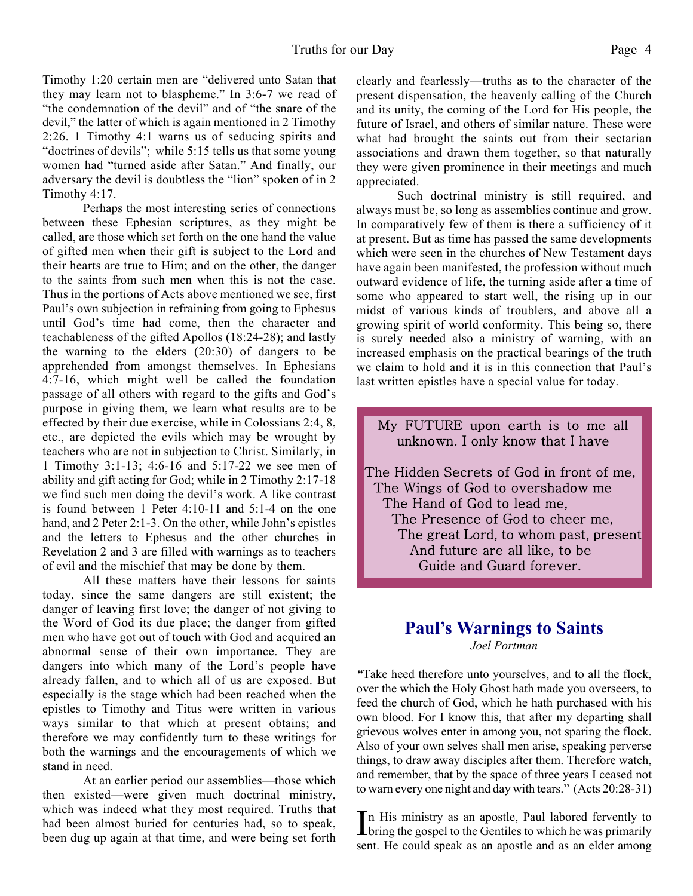Timothy 1:20 certain men are "delivered unto Satan that they may learn not to blaspheme." In 3:6-7 we read of "the condemnation of the devil" and of "the snare of the devil," the latter of which is again mentioned in 2 Timothy 2:26. 1 Timothy 4:1 warns us of seducing spirits and "doctrines of devils"; while 5:15 tells us that some young women had "turned aside after Satan." And finally, our adversary the devil is doubtless the "lion" spoken of in 2 Timothy 4:17.

Perhaps the most interesting series of connections between these Ephesian scriptures, as they might be called, are those which set forth on the one hand the value of gifted men when their gift is subject to the Lord and their hearts are true to Him; and on the other, the danger to the saints from such men when this is not the case. Thus in the portions of Acts above mentioned we see, first Paul's own subjection in refraining from going to Ephesus until God's time had come, then the character and teachableness of the gifted Apollos (18:24-28); and lastly the warning to the elders (20:30) of dangers to be apprehended from amongst themselves. In Ephesians 4:7-16, which might well be called the foundation passage of all others with regard to the gifts and God's purpose in giving them, we learn what results are to be effected by their due exercise, while in Colossians 2:4, 8, etc., are depicted the evils which may be wrought by teachers who are not in subjection to Christ. Similarly, in 1 Timothy 3:1-13; 4:6-16 and 5:17-22 we see men of ability and gift acting for God; while in 2 Timothy 2:17-18 we find such men doing the devil's work. A like contrast is found between 1 Peter 4:10-11 and 5:1-4 on the one hand, and 2 Peter 2:1-3. On the other, while John's epistles and the letters to Ephesus and the other churches in Revelation 2 and 3 are filled with warnings as to teachers of evil and the mischief that may be done by them.

All these matters have their lessons for saints today, since the same dangers are still existent; the danger of leaving first love; the danger of not giving to the Word of God its due place; the danger from gifted men who have got out of touch with God and acquired an abnormal sense of their own importance. They are dangers into which many of the Lord's people have already fallen, and to which all of us are exposed. But especially is the stage which had been reached when the epistles to Timothy and Titus were written in various ways similar to that which at present obtains; and therefore we may confidently turn to these writings for both the warnings and the encouragements of which we stand in need.

At an earlier period our assemblies—those which then existed—were given much doctrinal ministry, which was indeed what they most required. Truths that had been almost buried for centuries had, so to speak, been dug up again at that time, and were being set forth clearly and fearlessly—truths as to the character of the present dispensation, the heavenly calling of the Church and its unity, the coming of the Lord for His people, the future of Israel, and others of similar nature. These were what had brought the saints out from their sectarian associations and drawn them together, so that naturally they were given prominence in their meetings and much appreciated.

Such doctrinal ministry is still required, and always must be, so long as assemblies continue and grow. In comparatively few of them is there a sufficiency of it at present. But as time has passed the same developments which were seen in the churches of New Testament days have again been manifested, the profession without much outward evidence of life, the turning aside after a time of some who appeared to start well, the rising up in our midst of various kinds of troublers, and above all a growing spirit of world conformity. This being so, there is surely needed also a ministry of warning, with an increased emphasis on the practical bearings of the truth we claim to hold and it is in this connection that Paul's last written epistles have a special value for today.

> My FUTURE upon earth is to me all unknown. I only know that <u>I have</u>
>
> The Hidden Secrets of God in front of me,
> The Wings of God to overshadow me
> The Hand of God to lead me,
> The Presence of God to cheer me,
> The great Lord, to whom past, present
> And future are all like, to be
> Guide and Guard forever.

## Paul's Warnings to Saints

*Joel Portman*

"Take heed therefore unto yourselves, and to all the flock, over the which the Holy Ghost hath made you overseers, to feed the church of God, which he hath purchased with his own blood. For I know this, that after my departing shall grievous wolves enter in among you, not sparing the flock. Also of your own selves shall men arise, speaking perverse things, to draw away disciples after them. Therefore watch, and remember, that by the space of three years I ceased not to warn every one night and day with tears." (Acts 20:28-31)

In His ministry as an apostle, Paul labored fervently to bring the gospel to the Gentiles to which he was primarily sent. He could speak as an apostle and as an elder among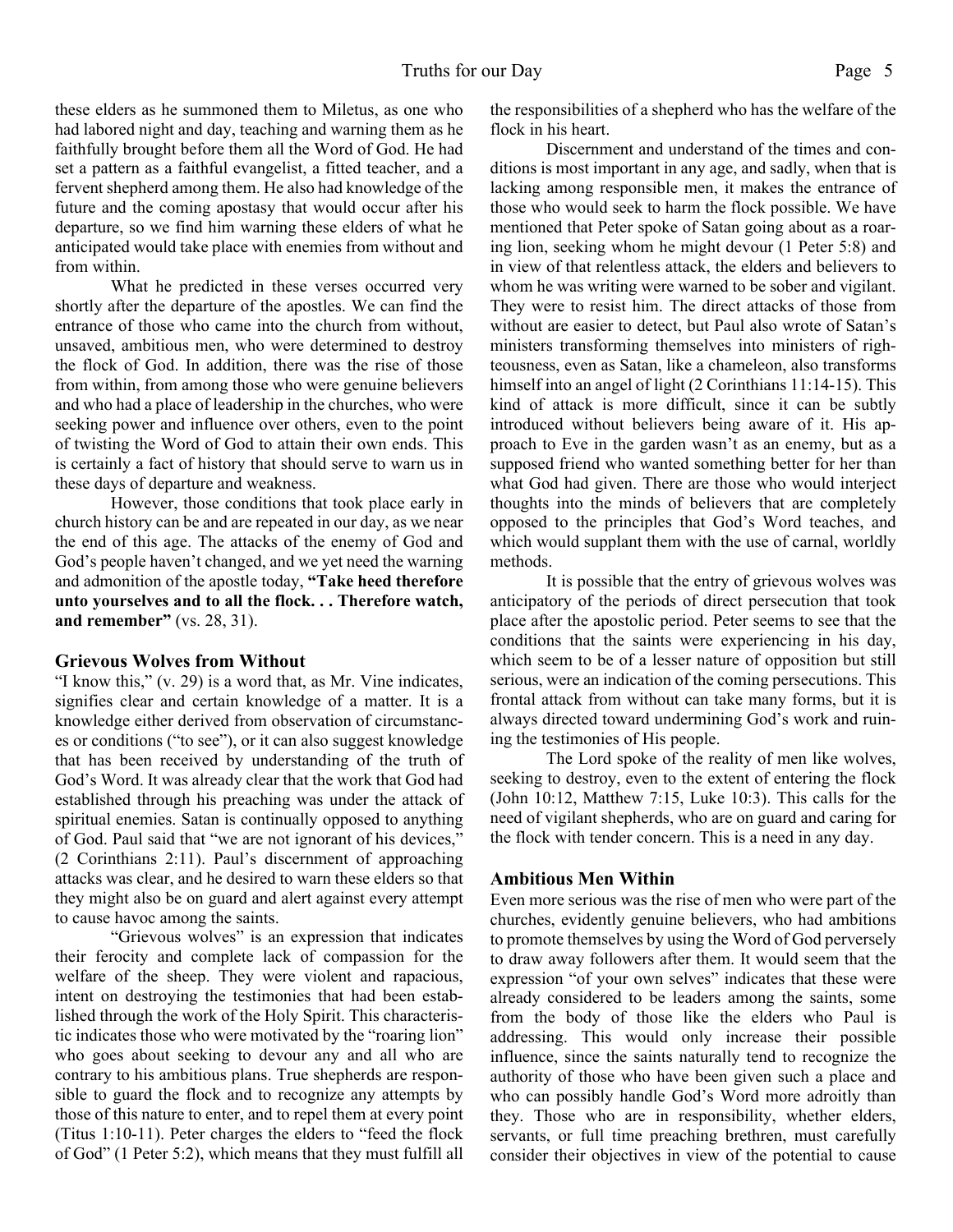these elders as he summoned them to Miletus, as one who had labored night and day, teaching and warning them as he faithfully brought before them all the Word of God. He had set a pattern as a faithful evangelist, a fitted teacher, and a fervent shepherd among them. He also had knowledge of the future and the coming apostasy that would occur after his departure, so we find him warning these elders of what he anticipated would take place with enemies from without and from within.

What he predicted in these verses occurred very shortly after the departure of the apostles. We can find the entrance of those who came into the church from without, unsaved, ambitious men, who were determined to destroy the flock of God. In addition, there was the rise of those from within, from among those who were genuine believers and who had a place of leadership in the churches, who were seeking power and influence over others, even to the point of twisting the Word of God to attain their own ends. This is certainly a fact of history that should serve to warn us in these days of departure and weakness.

However, those conditions that took place early in church history can be and are repeated in our day, as we near the end of this age. The attacks of the enemy of God and God's people haven't changed, and we yet need the warning and admonition of the apostle today, **"Take heed therefore unto yourselves and to all the flock. . . Therefore watch, and remember"** (vs. 28, 31).

### Grievous Wolves from Without

"I know this," (v. 29) is a word that, as Mr. Vine indicates, signifies clear and certain knowledge of a matter. It is a knowledge either derived from observation of circumstances or conditions ("to see"), or it can also suggest knowledge that has been received by understanding of the truth of God's Word. It was already clear that the work that God had established through his preaching was under the attack of spiritual enemies. Satan is continually opposed to anything of God. Paul said that "we are not ignorant of his devices," (2 Corinthians 2:11). Paul's discernment of approaching attacks was clear, and he desired to warn these elders so that they might also be on guard and alert against every attempt to cause havoc among the saints.

"Grievous wolves" is an expression that indicates their ferocity and complete lack of compassion for the welfare of the sheep. They were violent and rapacious, intent on destroying the testimonies that had been established through the work of the Holy Spirit. This characteristic indicates those who were motivated by the "roaring lion" who goes about seeking to devour any and all who are contrary to his ambitious plans. True shepherds are responsible to guard the flock and to recognize any attempts by those of this nature to enter, and to repel them at every point (Titus 1:10-11). Peter charges the elders to "feed the flock of God" (1 Peter 5:2), which means that they must fulfill all the responsibilities of a shepherd who has the welfare of the flock in his heart.

Discernment and understand of the times and conditions is most important in any age, and sadly, when that is lacking among responsible men, it makes the entrance of those who would seek to harm the flock possible. We have mentioned that Peter spoke of Satan going about as a roaring lion, seeking whom he might devour (1 Peter 5:8) and in view of that relentless attack, the elders and believers to whom he was writing were warned to be sober and vigilant. They were to resist him. The direct attacks of those from without are easier to detect, but Paul also wrote of Satan's ministers transforming themselves into ministers of righteousness, even as Satan, like a chameleon, also transforms himself into an angel of light (2 Corinthians 11:14-15). This kind of attack is more difficult, since it can be subtly introduced without believers being aware of it. His approach to Eve in the garden wasn't as an enemy, but as a supposed friend who wanted something better for her than what God had given. There are those who would interject thoughts into the minds of believers that are completely opposed to the principles that God's Word teaches, and which would supplant them with the use of carnal, worldly methods.

It is possible that the entry of grievous wolves was anticipatory of the periods of direct persecution that took place after the apostolic period. Peter seems to see that the conditions that the saints were experiencing in his day, which seem to be of a lesser nature of opposition but still serious, were an indication of the coming persecutions. This frontal attack from without can take many forms, but it is always directed toward undermining God's work and ruining the testimonies of His people.

The Lord spoke of the reality of men like wolves, seeking to destroy, even to the extent of entering the flock (John 10:12, Matthew 7:15, Luke 10:3). This calls for the need of vigilant shepherds, who are on guard and caring for the flock with tender concern. This is a need in any day.

### Ambitious Men Within

Even more serious was the rise of men who were part of the churches, evidently genuine believers, who had ambitions to promote themselves by using the Word of God perversely to draw away followers after them. It would seem that the expression "of your own selves" indicates that these were already considered to be leaders among the saints, some from the body of those like the elders who Paul is addressing. This would only increase their possible influence, since the saints naturally tend to recognize the authority of those who have been given such a place and who can possibly handle God's Word more adroitly than they. Those who are in responsibility, whether elders, servants, or full time preaching brethren, must carefully consider their objectives in view of the potential to cause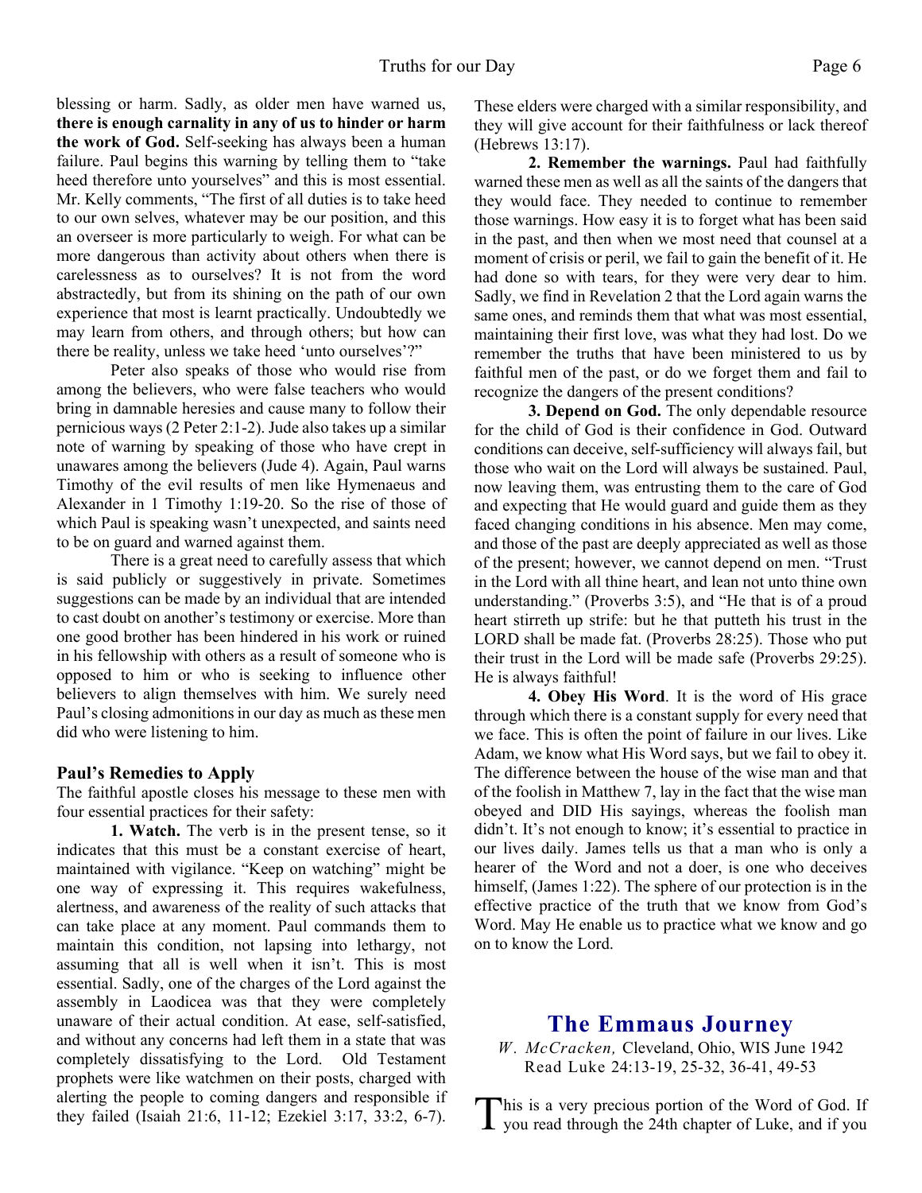blessing or harm. Sadly, as older men have warned us, **there is enough carnality in any of us to hinder or harm the work of God.** Self-seeking has always been a human failure. Paul begins this warning by telling them to "take heed therefore unto yourselves" and this is most essential. Mr. Kelly comments, "The first of all duties is to take heed to our own selves, whatever may be our position, and this an overseer is more particularly to weigh. For what can be more dangerous than activity about others when there is carelessness as to ourselves? It is not from the word abstractedly, but from its shining on the path of our own experience that most is learnt practically. Undoubtedly we may learn from others, and through others; but how can there be reality, unless we take heed 'unto ourselves'?"

Peter also speaks of those who would rise from among the believers, who were false teachers who would bring in damnable heresies and cause many to follow their pernicious ways (2 Peter 2:1-2). Jude also takes up a similar note of warning by speaking of those who have crept in unawares among the believers (Jude 4). Again, Paul warns Timothy of the evil results of men like Hymenaeus and Alexander in 1 Timothy 1:19-20. So the rise of those of which Paul is speaking wasn't unexpected, and saints need to be on guard and warned against them.

There is a great need to carefully assess that which is said publicly or suggestively in private. Sometimes suggestions can be made by an individual that are intended to cast doubt on another's testimony or exercise. More than one good brother has been hindered in his work or ruined in his fellowship with others as a result of someone who is opposed to him or who is seeking to influence other believers to align themselves with him. We surely need Paul's closing admonitions in our day as much as these men did who were listening to him.

### Paul's Remedies to Apply

The faithful apostle closes his message to these men with four essential practices for their safety:

**1. Watch.** The verb is in the present tense, so it indicates that this must be a constant exercise of heart, maintained with vigilance. "Keep on watching" might be one way of expressing it. This requires wakefulness, alertness, and awareness of the reality of such attacks that can take place at any moment. Paul commands them to maintain this condition, not lapsing into lethargy, not assuming that all is well when it isn't. This is most essential. Sadly, one of the charges of the Lord against the assembly in Laodicea was that they were completely unaware of their actual condition. At ease, self-satisfied, and without any concerns had left them in a state that was completely dissatisfying to the Lord. Old Testament prophets were like watchmen on their posts, charged with alerting the people to coming dangers and responsible if they failed (Isaiah 21:6, 11-12; Ezekiel 3:17, 33:2, 6-7). These elders were charged with a similar responsibility, and they will give account for their faithfulness or lack thereof (Hebrews 13:17).

**2. Remember the warnings.** Paul had faithfully warned these men as well as all the saints of the dangers that they would face. They needed to continue to remember those warnings. How easy it is to forget what has been said in the past, and then when we most need that counsel at a moment of crisis or peril, we fail to gain the benefit of it. He had done so with tears, for they were very dear to him. Sadly, we find in Revelation 2 that the Lord again warns the same ones, and reminds them that what was most essential, maintaining their first love, was what they had lost. Do we remember the truths that have been ministered to us by faithful men of the past, or do we forget them and fail to recognize the dangers of the present conditions?

**3. Depend on God.** The only dependable resource for the child of God is their confidence in God. Outward conditions can deceive, self-sufficiency will always fail, but those who wait on the Lord will always be sustained. Paul, now leaving them, was entrusting them to the care of God and expecting that He would guard and guide them as they faced changing conditions in his absence. Men may come, and those of the past are deeply appreciated as well as those of the present; however, we cannot depend on men. "Trust in the Lord with all thine heart, and lean not unto thine own understanding." (Proverbs 3:5), and "He that is of a proud heart stirreth up strife: but he that putteth his trust in the LORD shall be made fat. (Proverbs 28:25). Those who put their trust in the Lord will be made safe (Proverbs 29:25). He is always faithful!

**4. Obey His Word**. It is the word of His grace through which there is a constant supply for every need that we face. This is often the point of failure in our lives. Like Adam, we know what His Word says, but we fail to obey it. The difference between the house of the wise man and that of the foolish in Matthew 7, lay in the fact that the wise man obeyed and DID His sayings, whereas the foolish man didn't. It's not enough to know; it's essential to practice in our lives daily. James tells us that a man who is only a hearer of the Word and not a doer, is one who deceives himself, (James 1:22). The sphere of our protection is in the effective practice of the truth that we know from God's Word. May He enable us to practice what we know and go on to know the Lord.

## The Emmaus Journey

*W. McCracken,* Cleveland, Ohio, WIS June 1942
Read Luke 24:13-19, 25-32, 36-41, 49-53

This is a very precious portion of the Word of God. If you read through the 24th chapter of Luke, and if you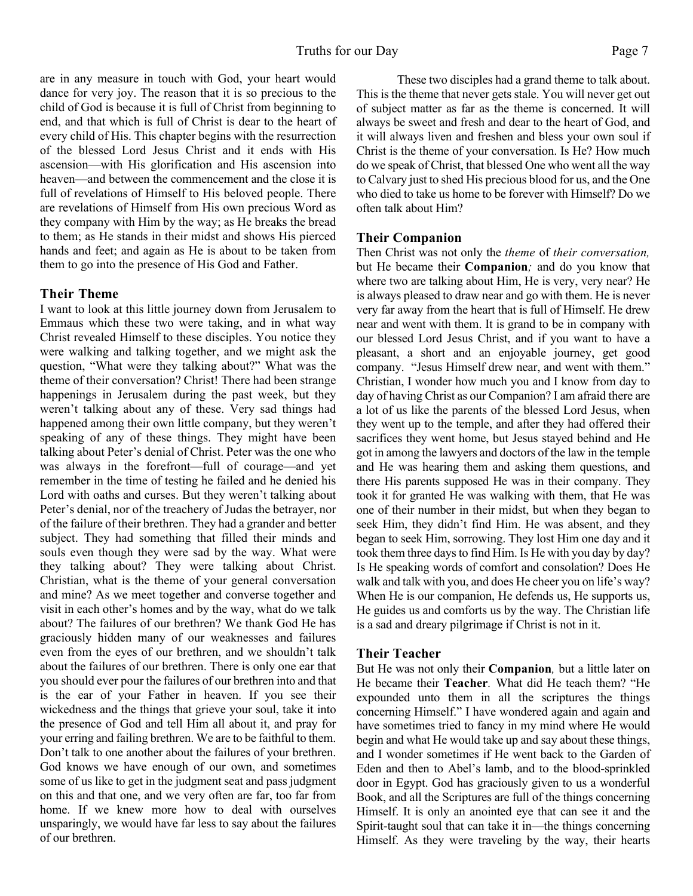are in any measure in touch with God, your heart would dance for very joy. The reason that it is so precious to the child of God is because it is full of Christ from beginning to end, and that which is full of Christ is dear to the heart of every child of His. This chapter begins with the resurrection of the blessed Lord Jesus Christ and it ends with His ascension—with His glorification and His ascension into heaven—and between the commencement and the close it is full of revelations of Himself to His beloved people. There are revelations of Himself from His own precious Word as they company with Him by the way; as He breaks the bread to them; as He stands in their midst and shows His pierced hands and feet; and again as He is about to be taken from them to go into the presence of His God and Father.

### Their Theme

I want to look at this little journey down from Jerusalem to Emmaus which these two were taking, and in what way Christ revealed Himself to these disciples. You notice they were walking and talking together, and we might ask the question, "What were they talking about?" What was the theme of their conversation? Christ! There had been strange happenings in Jerusalem during the past week, but they weren't talking about any of these. Very sad things had happened among their own little company, but they weren't speaking of any of these things. They might have been talking about Peter's denial of Christ. Peter was the one who was always in the forefront—full of courage—and yet remember in the time of testing he failed and he denied his Lord with oaths and curses. But they weren't talking about Peter's denial, nor of the treachery of Judas the betrayer, nor of the failure of their brethren. They had a grander and better subject. They had something that filled their minds and souls even though they were sad by the way. What were they talking about? They were talking about Christ. Christian, what is the theme of your general conversation and mine? As we meet together and converse together and visit in each other's homes and by the way, what do we talk about? The failures of our brethren? We thank God He has graciously hidden many of our weaknesses and failures even from the eyes of our brethren, and we shouldn't talk about the failures of our brethren. There is only one ear that you should ever pour the failures of our brethren into and that is the ear of your Father in heaven. If you see their wickedness and the things that grieve your soul, take it into the presence of God and tell Him all about it, and pray for your erring and failing brethren. We are to be faithful to them. Don't talk to one another about the failures of your brethren. God knows we have enough of our own, and sometimes some of us like to get in the judgment seat and pass judgment on this and that one, and we very often are far, too far from home. If we knew more how to deal with ourselves unsparingly, we would have far less to say about the failures of our brethren.

These two disciples had a grand theme to talk about. This is the theme that never gets stale. You will never get out of subject matter as far as the theme is concerned. It will always be sweet and fresh and dear to the heart of God, and it will always liven and freshen and bless your own soul if Christ is the theme of your conversation. Is He? How much do we speak of Christ, that blessed One who went all the way to Calvary just to shed His precious blood for us, and the One who died to take us home to be forever with Himself? Do we often talk about Him?

### Their Companion

Then Christ was not only the *theme* of *their conversation,* but He became their **Companion***;* and do you know that where two are talking about Him, He is very, very near? He is always pleased to draw near and go with them. He is never very far away from the heart that is full of Himself. He drew near and went with them. It is grand to be in company with our blessed Lord Jesus Christ, and if you want to have a pleasant, a short and an enjoyable journey, get good company. "Jesus Himself drew near, and went with them." Christian, I wonder how much you and I know from day to day of having Christ as our Companion? I am afraid there are a lot of us like the parents of the blessed Lord Jesus, when they went up to the temple, and after they had offered their sacrifices they went home, but Jesus stayed behind and He got in among the lawyers and doctors of the law in the temple and He was hearing them and asking them questions, and there His parents supposed He was in their company. They took it for granted He was walking with them, that He was one of their number in their midst, but when they began to seek Him, they didn't find Him. He was absent, and they began to seek Him, sorrowing. They lost Him one day and it took them three days to find Him. Is He with you day by day? Is He speaking words of comfort and consolation? Does He walk and talk with you, and does He cheer you on life's way? When He is our companion, He defends us, He supports us, He guides us and comforts us by the way. The Christian life is a sad and dreary pilgrimage if Christ is not in it.

### Their Teacher

But He was not only their **Companion***,* but a little later on He became their **Teacher**. What did He teach them? "He expounded unto them in all the scriptures the things concerning Himself." I have wondered again and again and have sometimes tried to fancy in my mind where He would begin and what He would take up and say about these things, and I wonder sometimes if He went back to the Garden of Eden and then to Abel's lamb, and to the blood-sprinkled door in Egypt. God has graciously given to us a wonderful Book, and all the Scriptures are full of the things concerning Himself. It is only an anointed eye that can see it and the Spirit-taught soul that can take it in—the things concerning Himself. As they were traveling by the way, their hearts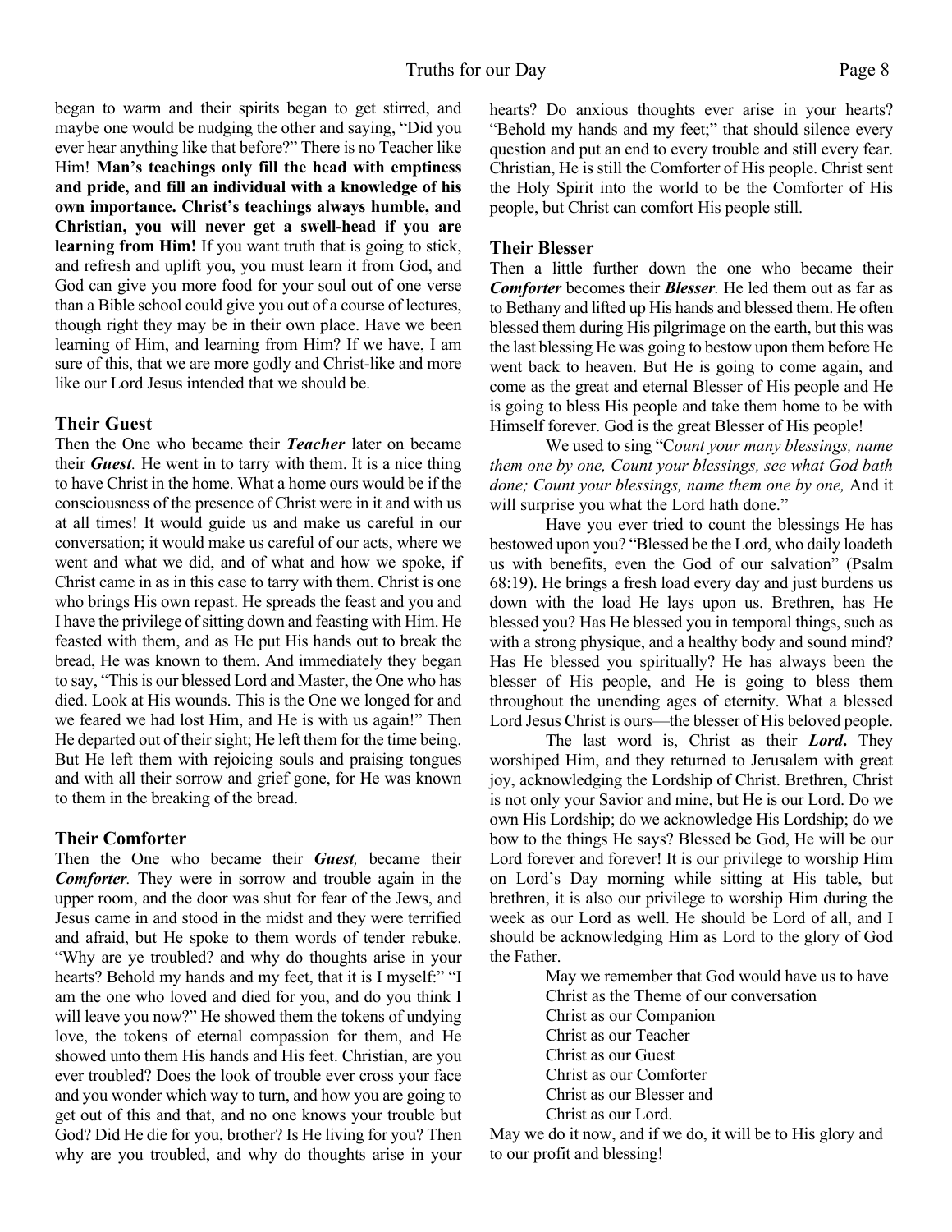began to warm and their spirits began to get stirred, and maybe one would be nudging the other and saying, "Did you ever hear anything like that before?" There is no Teacher like Him! **Man's teachings only fill the head with emptiness and pride, and fill an individual with a knowledge of his own importance. Christ's teachings always humble, and Christian, you will never get a swell-head if you are learning from Him!** If you want truth that is going to stick, and refresh and uplift you, you must learn it from God, and God can give you more food for your soul out of one verse than a Bible school could give you out of a course of lectures, though right they may be in their own place. Have we been learning of Him, and learning from Him? If we have, I am sure of this, that we are more godly and Christ-like and more like our Lord Jesus intended that we should be.

### Their Guest

Then the One who became their ***Teacher*** later on became their ***Guest.*** He went in to tarry with them. It is a nice thing to have Christ in the home. What a home ours would be if the consciousness of the presence of Christ were in it and with us at all times! It would guide us and make us careful in our conversation; it would make us careful of our acts, where we went and what we did, and of what and how we spoke, if Christ came in as in this case to tarry with them. Christ is one who brings His own repast. He spreads the feast and you and I have the privilege of sitting down and feasting with Him. He feasted with them, and as He put His hands out to break the bread, He was known to them. And immediately they began to say, "This is our blessed Lord and Master, the One who has died. Look at His wounds. This is the One we longed for and we feared we had lost Him, and He is with us again!" Then He departed out of their sight; He left them for the time being. But He left them with rejoicing souls and praising tongues and with all their sorrow and grief gone, for He was known to them in the breaking of the bread.

### Their Comforter

Then the One who became their ***Guest,*** became their ***Comforter.*** They were in sorrow and trouble again in the upper room, and the door was shut for fear of the Jews, and Jesus came in and stood in the midst and they were terrified and afraid, but He spoke to them words of tender rebuke. "Why are ye troubled? and why do thoughts arise in your hearts? Behold my hands and my feet, that it is I myself:" "I am the one who loved and died for you, and do you think I will leave you now?" He showed them the tokens of undying love, the tokens of eternal compassion for them, and He showed unto them His hands and His feet. Christian, are you ever troubled? Does the look of trouble ever cross your face and you wonder which way to turn, and how you are going to get out of this and that, and no one knows your trouble but God? Did He die for you, brother? Is He living for you? Then why are you troubled, and why do thoughts arise in your hearts? Do anxious thoughts ever arise in your hearts? "Behold my hands and my feet;" that should silence every question and put an end to every trouble and still every fear. Christian, He is still the Comforter of His people. Christ sent the Holy Spirit into the world to be the Comforter of His people, but Christ can comfort His people still.

### Their Blesser

Then a little further down the one who became their ***Comforter*** becomes their ***Blesser.*** He led them out as far as to Bethany and lifted up His hands and blessed them. He often blessed them during His pilgrimage on the earth, but this was the last blessing He was going to bestow upon them before He went back to heaven. But He is going to come again, and come as the great and eternal Blesser of His people and He is going to bless His people and take them home to be with Himself forever. God is the great Blesser of His people!

We used to sing "C*ount your many blessings, name them one by one, Count your blessings, see what God hath done; Count your blessings, name them one by one,* And it will surprise you what the Lord hath done."

Have you ever tried to count the blessings He has bestowed upon you? "Blessed be the Lord, who daily loadeth us with benefits, even the God of our salvation" (Psalm 68:19). He brings a fresh load every day and just burdens us down with the load He lays upon us. Brethren, has He blessed you? Has He blessed you in temporal things, such as with a strong physique, and a healthy body and sound mind? Has He blessed you spiritually? He has always been the blesser of His people, and He is going to bless them throughout the unending ages of eternity. What a blessed Lord Jesus Christ is ours—the blesser of His beloved people.

The last word is, Christ as their ***Lord*****.** They worshiped Him, and they returned to Jerusalem with great joy, acknowledging the Lordship of Christ. Brethren, Christ is not only your Savior and mine, but He is our Lord. Do we own His Lordship; do we acknowledge His Lordship; do we bow to the things He says? Blessed be God, He will be our Lord forever and forever! It is our privilege to worship Him on Lord's Day morning while sitting at His table, but brethren, it is also our privilege to worship Him during the week as our Lord as well. He should be Lord of all, and I should be acknowledging Him as Lord to the glory of God the Father.

May we remember that God would have us to have
Christ as the Theme of our conversation
Christ as our Companion
Christ as our Teacher
Christ as our Guest
Christ as our Comforter
Christ as our Blesser and
Christ as our Lord.

May we do it now, and if we do, it will be to His glory and to our profit and blessing!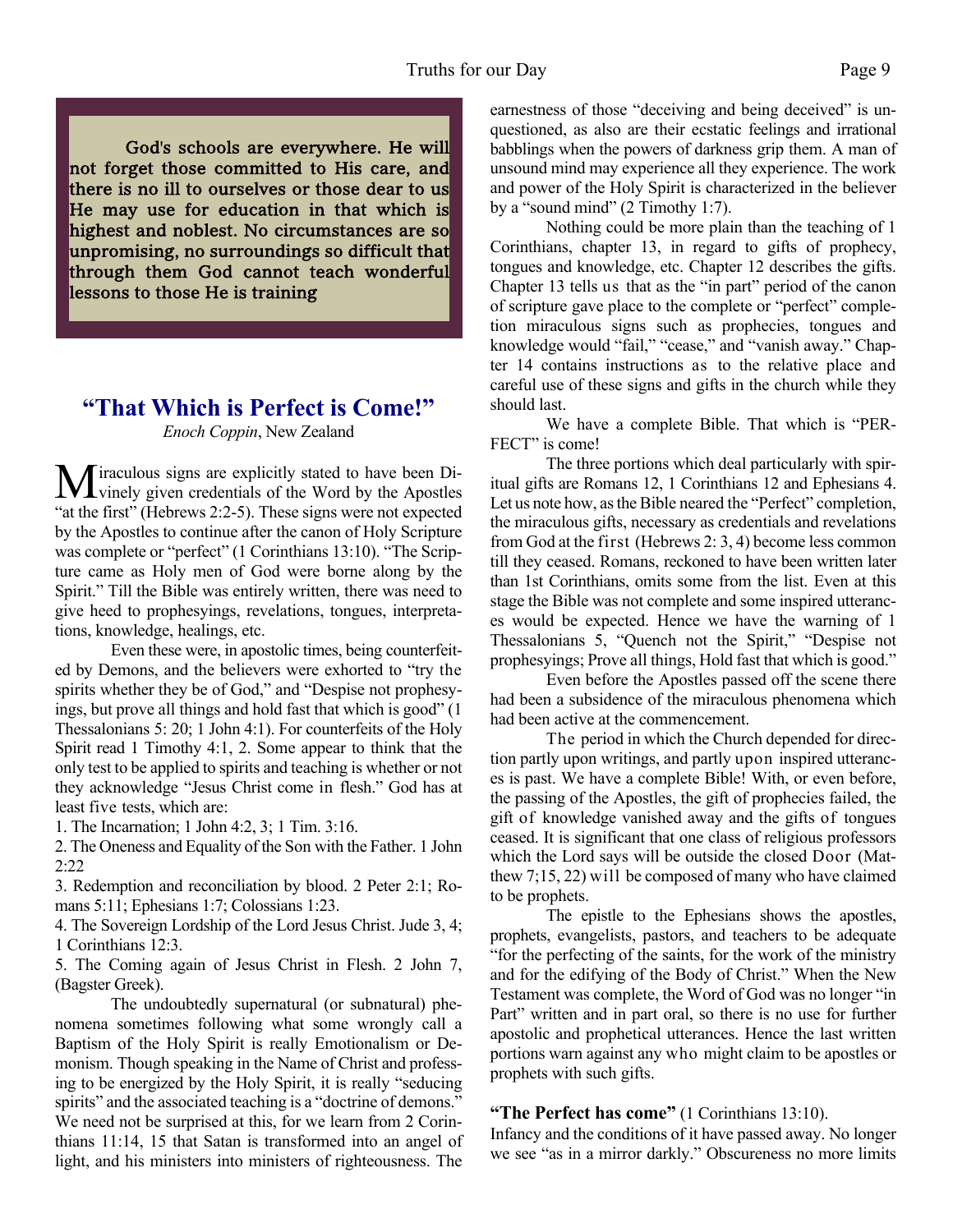God's schools are everywhere. He will not forget those committed to His care, and there is no ill to ourselves or those dear to us He may use for education in that which is highest and noblest. No circumstances are so unpromising, no surroundings so difficult that through them God cannot teach wonderful lessons to those He is training

## "That Which is Perfect is Come!"

*Enoch Coppin*, New Zealand

Miraculous signs are explicitly stated to have been Divinely given credentials of the Word by the Apostles "at the first" (Hebrews 2:2-5). These signs were not expected by the Apostles to continue after the canon of Holy Scripture was complete or "perfect" (1 Corinthians 13:10). "The Scripture came as Holy men of God were borne along by the Spirit." Till the Bible was entirely written, there was need to give heed to prophesyings, revelations, tongues, interpretations, knowledge, healings, etc.

Even these were, in apostolic times, being counterfeited by Demons, and the believers were exhorted to "try the spirits whether they be of God," and "Despise not prophesyings, but prove all things and hold fast that which is good" (1 Thessalonians 5: 20; 1 John 4:1). For counterfeits of the Holy Spirit read 1 Timothy 4:1, 2. Some appear to think that the only test to be applied to spirits and teaching is whether or not they acknowledge "Jesus Christ come in flesh." God has at least five tests, which are:

1. The Incarnation; 1 John 4:2, 3; 1 Tim. 3:16.
2. The Oneness and Equality of the Son with the Father. 1 John 2:22
3. Redemption and reconciliation by blood. 2 Peter 2:1; Romans 5:11; Ephesians 1:7; Colossians 1:23.
4. The Sovereign Lordship of the Lord Jesus Christ. Jude 3, 4; 1 Corinthians 12:3.
5. The Coming again of Jesus Christ in Flesh. 2 John 7, (Bagster Greek).

The undoubtedly supernatural (or subnatural) phenomena sometimes following what some wrongly call a Baptism of the Holy Spirit is really Emotionalism or Demonism. Though speaking in the Name of Christ and professing to be energized by the Holy Spirit, it is really "seducing spirits" and the associated teaching is a "doctrine of demons." We need not be surprised at this, for we learn from 2 Corinthians 11:14, 15 that Satan is transformed into an angel of light, and his ministers into ministers of righteousness. The earnestness of those "deceiving and being deceived" is unquestioned, as also are their ecstatic feelings and irrational babblings when the powers of darkness grip them. A man of unsound mind may experience all they experience. The work and power of the Holy Spirit is characterized in the believer by a "sound mind" (2 Timothy 1:7).

Nothing could be more plain than the teaching of 1 Corinthians, chapter 13, in regard to gifts of prophecy, tongues and knowledge, etc. Chapter 12 describes the gifts. Chapter 13 tells us that as the "in part" period of the canon of scripture gave place to the complete or "perfect" completion miraculous signs such as prophecies, tongues and knowledge would "fail," "cease," and "vanish away." Chapter 14 contains instructions as to the relative place and careful use of these signs and gifts in the church while they should last.

We have a complete Bible. That which is "PERFECT" is come!

The three portions which deal particularly with spiritual gifts are Romans 12, 1 Corinthians 12 and Ephesians 4. Let us note how, as the Bible neared the "Perfect" completion, the miraculous gifts, necessary as credentials and revelations from God at the first (Hebrews 2: 3, 4) become less common till they ceased. Romans, reckoned to have been written later than 1st Corinthians, omits some from the list. Even at this stage the Bible was not complete and some inspired utterances would be expected. Hence we have the warning of 1 Thessalonians 5, "Quench not the Spirit," "Despise not prophesyings; Prove all things, Hold fast that which is good."

Even before the Apostles passed off the scene there had been a subsidence of the miraculous phenomena which had been active at the commencement.

The period in which the Church depended for direction partly upon writings, and partly upon inspired utterances is past. We have a complete Bible! With, or even before, the passing of the Apostles, the gift of prophecies failed, the gift of knowledge vanished away and the gifts of tongues ceased. It is significant that one class of religious professors which the Lord says will be outside the closed Door (Matthew 7;15, 22) will be composed of many who have claimed to be prophets.

The epistle to the Ephesians shows the apostles, prophets, evangelists, pastors, and teachers to be adequate "for the perfecting of the saints, for the work of the ministry and for the edifying of the Body of Christ." When the New Testament was complete, the Word of God was no longer "in Part" written and in part oral, so there is no use for further apostolic and prophetical utterances. Hence the last written portions warn against any who might claim to be apostles or prophets with such gifts.

**"The Perfect has come"** (1 Corinthians 13:10).
Infancy and the conditions of it have passed away. No longer we see "as in a mirror darkly." Obscureness no more limits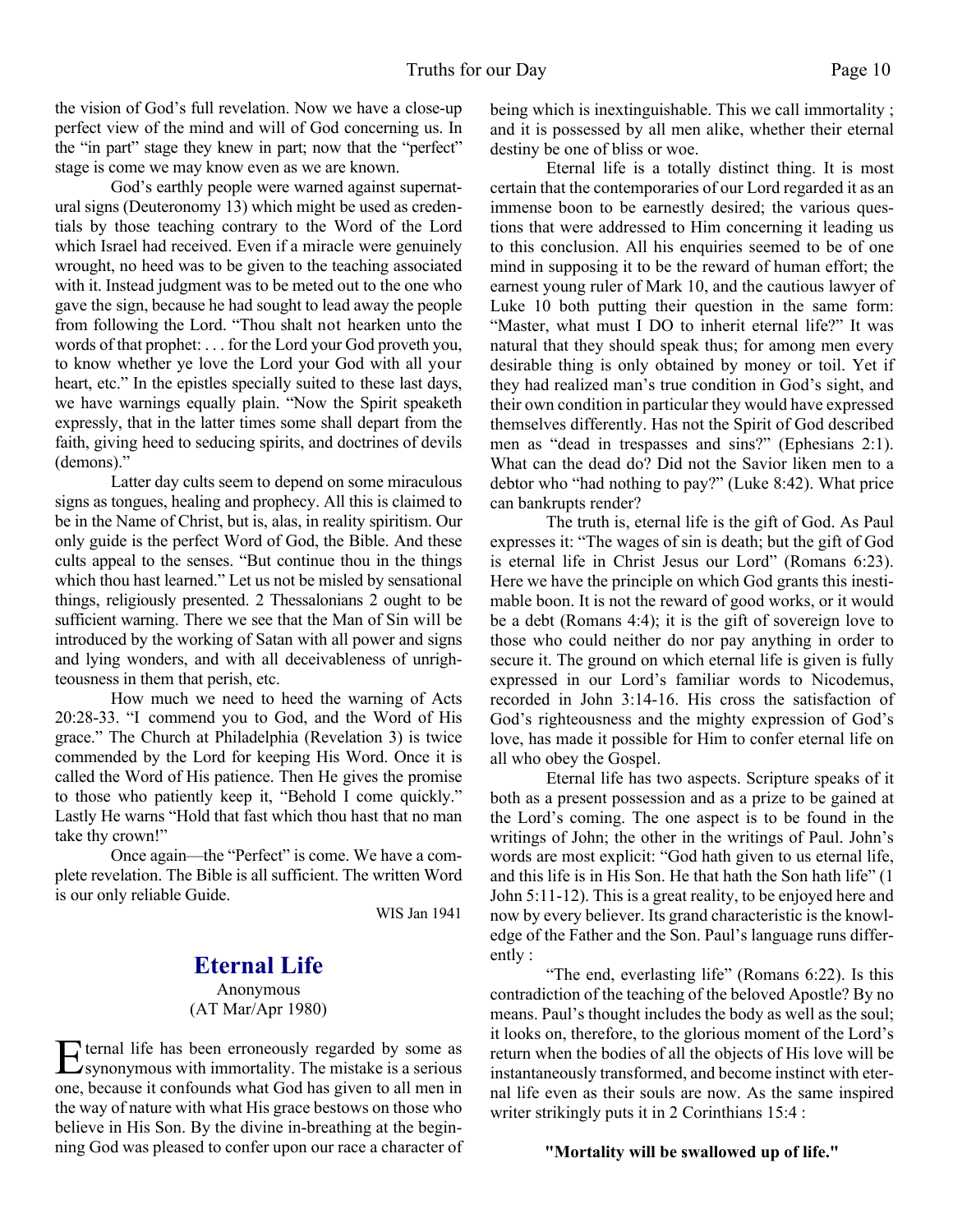the vision of God's full revelation. Now we have a close-up perfect view of the mind and will of God concerning us. In the "in part" stage they knew in part; now that the "perfect" stage is come we may know even as we are known.

God's earthly people were warned against supernatural signs (Deuteronomy 13) which might be used as credentials by those teaching contrary to the Word of the Lord which Israel had received. Even if a miracle were genuinely wrought, no heed was to be given to the teaching associated with it. Instead judgment was to be meted out to the one who gave the sign, because he had sought to lead away the people from following the Lord. "Thou shalt not hearken unto the words of that prophet: . . . for the Lord your God proveth you, to know whether ye love the Lord your God with all your heart, etc." In the epistles specially suited to these last days, we have warnings equally plain. "Now the Spirit speaketh expressly, that in the latter times some shall depart from the faith, giving heed to seducing spirits, and doctrines of devils (demons)."

Latter day cults seem to depend on some miraculous signs as tongues, healing and prophecy. All this is claimed to be in the Name of Christ, but is, alas, in reality spiritism. Our only guide is the perfect Word of God, the Bible. And these cults appeal to the senses. "But continue thou in the things which thou hast learned." Let us not be misled by sensational things, religiously presented. 2 Thessalonians 2 ought to be sufficient warning. There we see that the Man of Sin will be introduced by the working of Satan with all power and signs and lying wonders, and with all deceivableness of unrighteousness in them that perish, etc.

How much we need to heed the warning of Acts 20:28-33. "I commend you to God, and the Word of His grace." The Church at Philadelphia (Revelation 3) is twice commended by the Lord for keeping His Word. Once it is called the Word of His patience. Then He gives the promise to those who patiently keep it, "Behold I come quickly." Lastly He warns "Hold that fast which thou hast that no man take thy crown!"

Once again—the "Perfect" is come. We have a complete revelation. The Bible is all sufficient. The written Word is our only reliable Guide.

WIS Jan 1941

## Eternal Life

Anonymous
(AT Mar/Apr 1980)

Eternal life has been erroneously regarded by some as synonymous with immortality. The mistake is a serious one, because it confounds what God has given to all men in the way of nature with what His grace bestows on those who believe in His Son. By the divine in-breathing at the beginning God was pleased to confer upon our race a character of being which is inextinguishable. This we call immortality ; and it is possessed by all men alike, whether their eternal destiny be one of bliss or woe.

Eternal life is a totally distinct thing. It is most certain that the contemporaries of our Lord regarded it as an immense boon to be earnestly desired; the various questions that were addressed to Him concerning it leading us to this conclusion. All his enquiries seemed to be of one mind in supposing it to be the reward of human effort; the earnest young ruler of Mark 10, and the cautious lawyer of Luke 10 both putting their question in the same form: "Master, what must I DO to inherit eternal life?" It was natural that they should speak thus; for among men every desirable thing is only obtained by money or toil. Yet if they had realized man's true condition in God's sight, and their own condition in particular they would have expressed themselves differently. Has not the Spirit of God described men as "dead in trespasses and sins?" (Ephesians 2:1). What can the dead do? Did not the Savior liken men to a debtor who "had nothing to pay?" (Luke 8:42). What price can bankrupts render?

The truth is, eternal life is the gift of God. As Paul expresses it: "The wages of sin is death; but the gift of God is eternal life in Christ Jesus our Lord" (Romans 6:23). Here we have the principle on which God grants this inestimable boon. It is not the reward of good works, or it would be a debt (Romans 4:4); it is the gift of sovereign love to those who could neither do nor pay anything in order to secure it. The ground on which eternal life is given is fully expressed in our Lord's familiar words to Nicodemus, recorded in John 3:14-16. His cross the satisfaction of God's righteousness and the mighty expression of God's love, has made it possible for Him to confer eternal life on all who obey the Gospel.

Eternal life has two aspects. Scripture speaks of it both as a present possession and as a prize to be gained at the Lord's coming. The one aspect is to be found in the writings of John; the other in the writings of Paul. John's words are most explicit: "God hath given to us eternal life, and this life is in His Son. He that hath the Son hath life" (1 John 5:11-12). This is a great reality, to be enjoyed here and now by every believer. Its grand characteristic is the knowledge of the Father and the Son. Paul's language runs differently :

"The end, everlasting life" (Romans 6:22). Is this contradiction of the teaching of the beloved Apostle? By no means. Paul's thought includes the body as well as the soul; it looks on, therefore, to the glorious moment of the Lord's return when the bodies of all the objects of His love will be instantaneously transformed, and become instinct with eternal life even as their souls are now. As the same inspired writer strikingly puts it in 2 Corinthians 15:4 :

**"Mortality will be swallowed up of life."**